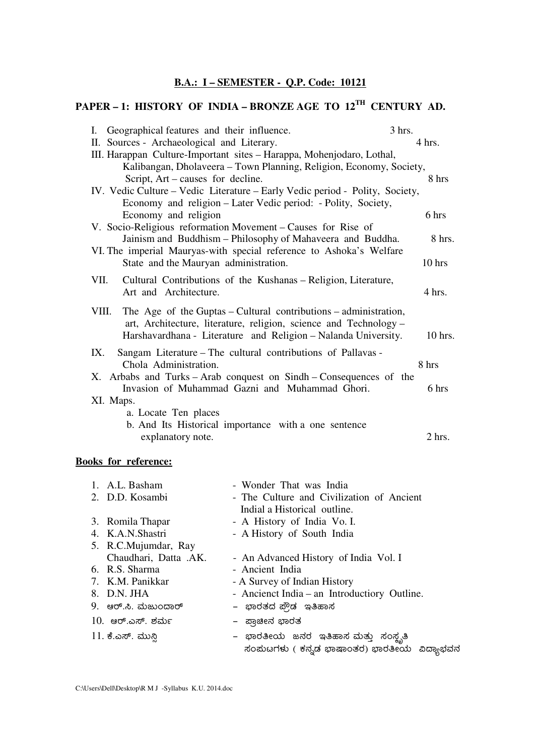## B.A.: I – SEMESTER - Q.P. Code: 10121

## PAPER – 1: HISTORY OF INDIA – BRONZE AGE TO 12TH CENTURY AD.

I. Geographical features and their influence. 3 hrs.

II. Sources - Archaeological and Literary. 4 hrs.

III. Harappan Culture-Important sites – Harappa, Mohenjodaro, Lothal, Kalibangan, Dholaveera – Town Planning, Religion, Economy, Society, Script, Art – causes for decline. 8 hrs

IV. Vedic Culture – Vedic Literature – Early Vedic period - Polity, Society, Economy and religion – Later Vedic period: - Polity, Society, Economy and religion 6 hrs

V. Socio-Religious reformation Movement – Causes for Rise of Jainism and Buddhism – Philosophy of Mahaveera and Buddha. 8 hrs.

VI. The imperial Mauryas-with special reference to Ashoka's Welfare State and the Mauryan administration. 10 hrs

VII. Cultural Contributions of the Kushanas – Religion, Literature, Art and Architecture. 4 hrs.

VIII. The Age of the Guptas – Cultural contributions – administration, art, Architecture, literature, religion, science and Technology – Harshavardhana - Literature and Religion – Nalanda University. 10 hrs.

IX. Sangam Literature – The cultural contributions of Pallavas - Chola Administration. 8 hrs

X. Arbabs and Turks – Arab conquest on Sindh – Consequences of the Invasion of Muhammad Gazni and Muhammad Ghori. 6 hrs

XI. Maps.
- a. Locate Ten places
- b. And Its Historical importance with a one sentence explanatory note. 2 hrs.

**Books for reference:**

1. A.L. Basham - Wonder That was India
2. D.D. Kosambi - The Culture and Civilization of Ancient Indial a Historical outline.
3. Romila Thapar - A History of India Vo. I.
4. K.A.N.Shastri - A History of South India
5. R.C.Mujumdar, Ray Chaudhari, Datta .AK. - An Advanced History of India Vol. I
6. R.S. Sharma - Ancient India
7. K.M. Panikkar - A Survey of Indian History
8. D.N. JHA - Ancienct India – an Introductiory Outline.
9. ಆರ್.ಸಿ. ಮಜುಂದಾರ್ – ಭಾರತದ ಪ್ರೌಢ ಇತಿಹಾಸ
10. ಆರ್.ಎಸ್. ಶರ್ಮ – ಪ್ರಾಚೀನ ಭಾರತ
11. ಕೆ.ಎಸ್. ಮುನ್ಷಿ – ಭಾರತೀಯ ಜನರ ಇತಿಹಾಸ ಮತ್ತು ಸಂಸ್ಕೃತಿ ಸಂಪುಟಗಳು ( ಕನ್ನಡ ಭಾಷಾಂತರ) ಭಾರತೀಯ ವಿದ್ಯಾಭವನ

C:\Users\Dell\Desktop\R M J -Syllabus K.U. 2014.doc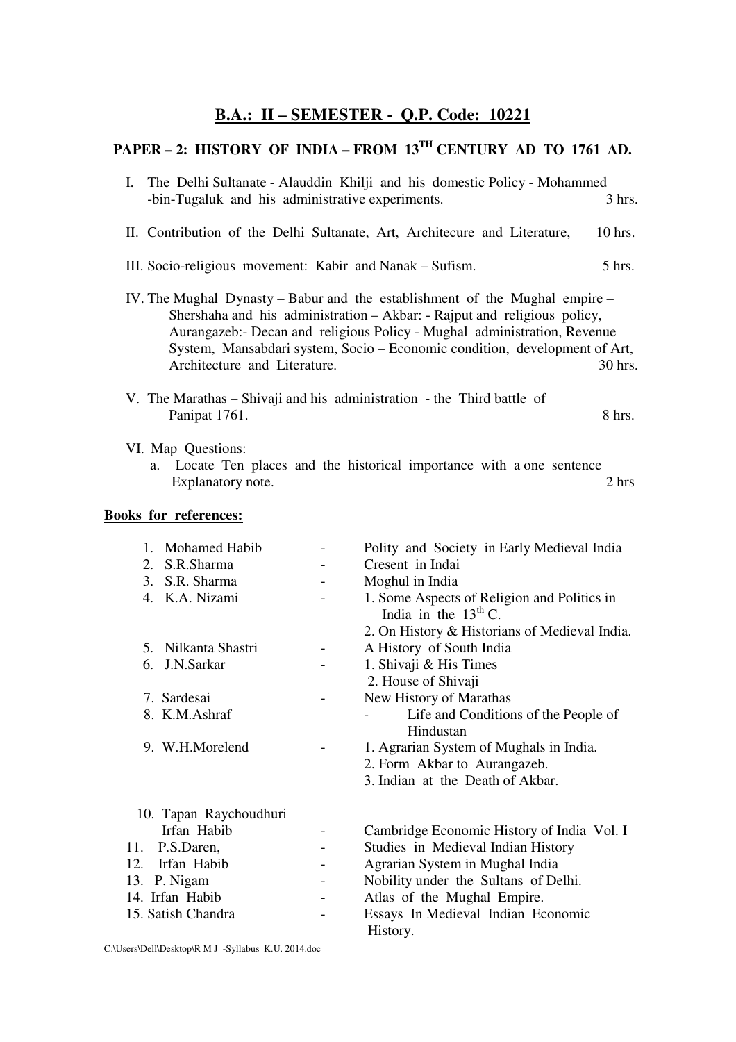## B.A.: II – SEMESTER - Q.P. Code: 10221

### PAPER – 2: HISTORY OF INDIA – FROM 13TH CENTURY AD TO 1761 AD.

I. The Delhi Sultanate - Alauddin Khilji and his domestic Policy - Mohammed -bin-Tugaluk and his administrative experiments. 3 hrs.

II. Contribution of the Delhi Sultanate, Art, Architecure and Literature, 10 hrs.

III. Socio-religious movement: Kabir and Nanak – Sufism. 5 hrs.

IV. The Mughal Dynasty – Babur and the establishment of the Mughal empire – Shershaha and his administration – Akbar: - Rajput and religious policy, Aurangazeb:- Decan and religious Policy - Mughal administration, Revenue System, Mansabdari system, Socio – Economic condition, development of Art, Architecture and Literature. 30 hrs.

V. The Marathas – Shivaji and his administration - the Third battle of Panipat 1761. 8 hrs.

VI. Map Questions:

a. Locate Ten places and the historical importance with a one sentence Explanatory note. 2 hrs

**Books for references:**

| | | |
|---|---|---|
| 1. Mohamed Habib | - | Polity and Society in Early Medieval India |
| 2. S.R.Sharma | - | Cresent in Indai |
| 3. S.R. Sharma | - | Moghul in India |
| 4. K.A. Nizami | - | 1. Some Aspects of Religion and Politics in India in the 13th C.<br>2. On History & Historians of Medieval India. |
| 5. Nilkanta Shastri | - | A History of South India |
| 6. J.N.Sarkar | - | 1. Shivaji & His Times<br>2. House of Shivaji |
| 7. Sardesai | - | New History of Marathas |
| 8. K.M.Ashraf | - | Life and Conditions of the People of Hindustan |
| 9. W.H.Morelend | - | 1. Agrarian System of Mughals in India.<br>2. Form Akbar to Aurangazeb.<br>3. Indian at the Death of Akbar. |
| 10. Tapan Raychoudhuri Irfan Habib | - | Cambridge Economic History of India Vol. I |
| 11. P.S.Daren, | - | Studies in Medieval Indian History |
| 12. Irfan Habib | - | Agrarian System in Mughal India |
| 13. P. Nigam | - | Nobility under the Sultans of Delhi. |
| 14. Irfan Habib | - | Atlas of the Mughal Empire. |
| 15. Satish Chandra | - | Essays In Medieval Indian Economic History. |

C:\Users\Dell\Desktop\R M J -Syllabus K.U. 2014.doc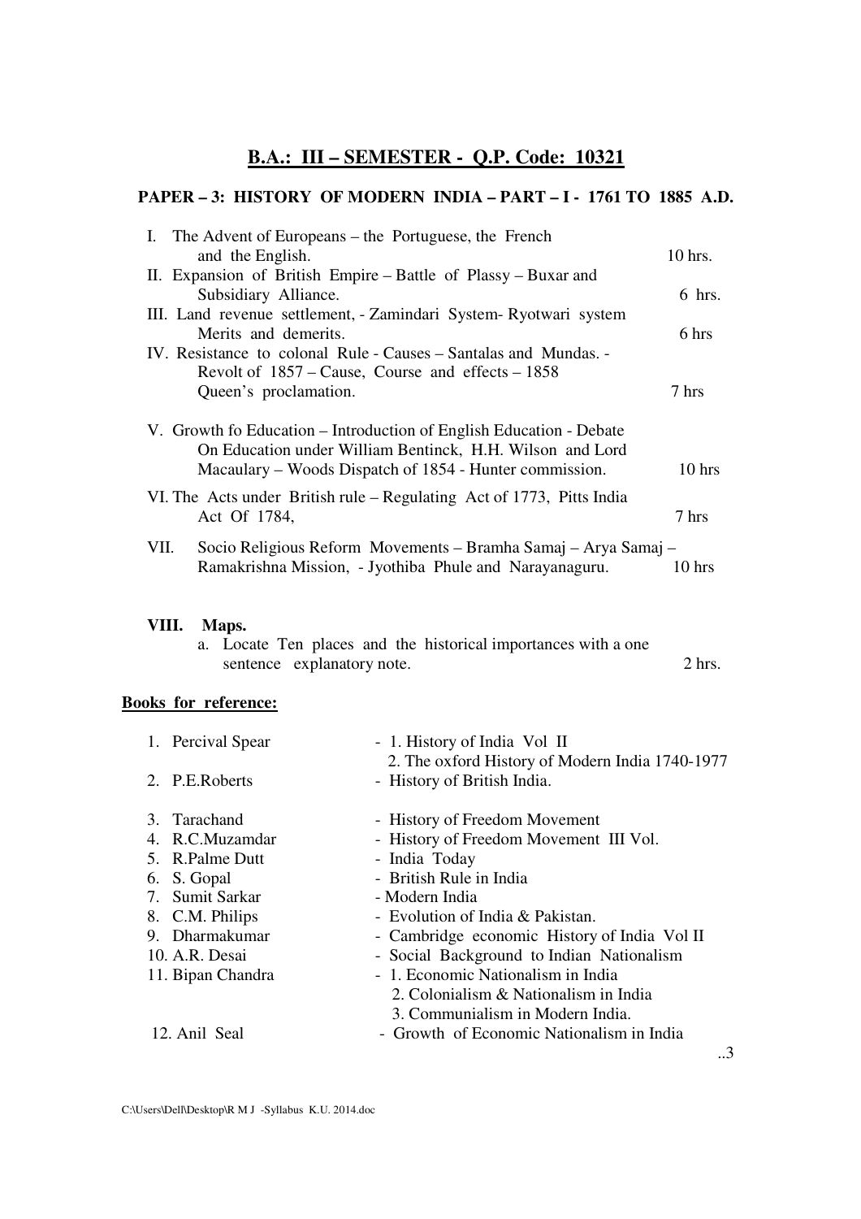## B.A.: III – SEMESTER - Q.P. Code: 10321

### PAPER – 3: HISTORY OF MODERN INDIA – PART – I - 1761 TO 1885 A.D.

| | | |
|---|---|---|
| I. | The Advent of Europeans – the Portuguese, the French and the English. | 10 hrs. |
| II. | Expansion of British Empire – Battle of Plassy – Buxar and Subsidiary Alliance. | 6 hrs. |
| III. | Land revenue settlement, - Zamindari System- Ryotwari system Merits and demerits. | 6 hrs |
| IV. | Resistance to colonal Rule - Causes – Santalas and Mundas. - Revolt of 1857 – Cause, Course and effects – 1858 Queen's proclamation. | 7 hrs |
| V. | Growth fo Education – Introduction of English Education - Debate On Education under William Bentinck, H.H. Wilson and Lord Macaulary – Woods Dispatch of 1854 - Hunter commission. | 10 hrs |
| VI. | The Acts under British rule – Regulating Act of 1773, Pitts India Act Of 1784, | 7 hrs |
| VII. | Socio Religious Reform Movements – Bramha Samaj – Arya Samaj – Ramakrishna Mission, - Jyothiba Phule and Narayanaguru. | 10 hrs |

**VIII. Maps.**

a. Locate Ten places and the historical importances with a one sentence explanatory note. — 2 hrs.

**Books for reference:**

1. Percival Spear - 1. History of India Vol II
   2. The oxford History of Modern India 1740-1977
2. P.E.Roberts - History of British India.
3. Tarachand - History of Freedom Movement
4. R.C.Muzamdar - History of Freedom Movement III Vol.
5. R.Palme Dutt - India Today
6. S. Gopal - British Rule in India
7. Sumit Sarkar - Modern India
8. C.M. Philips - Evolution of India & Pakistan.
9. Dharmakumar - Cambridge economic History of India Vol II
10. A.R. Desai - Social Background to Indian Nationalism
11. Bipan Chandra - 1. Economic Nationalism in India
    2. Colonialism & Nationalism in India
    3. Communialism in Modern India.
12. Anil Seal - Growth of Economic Nationalism in India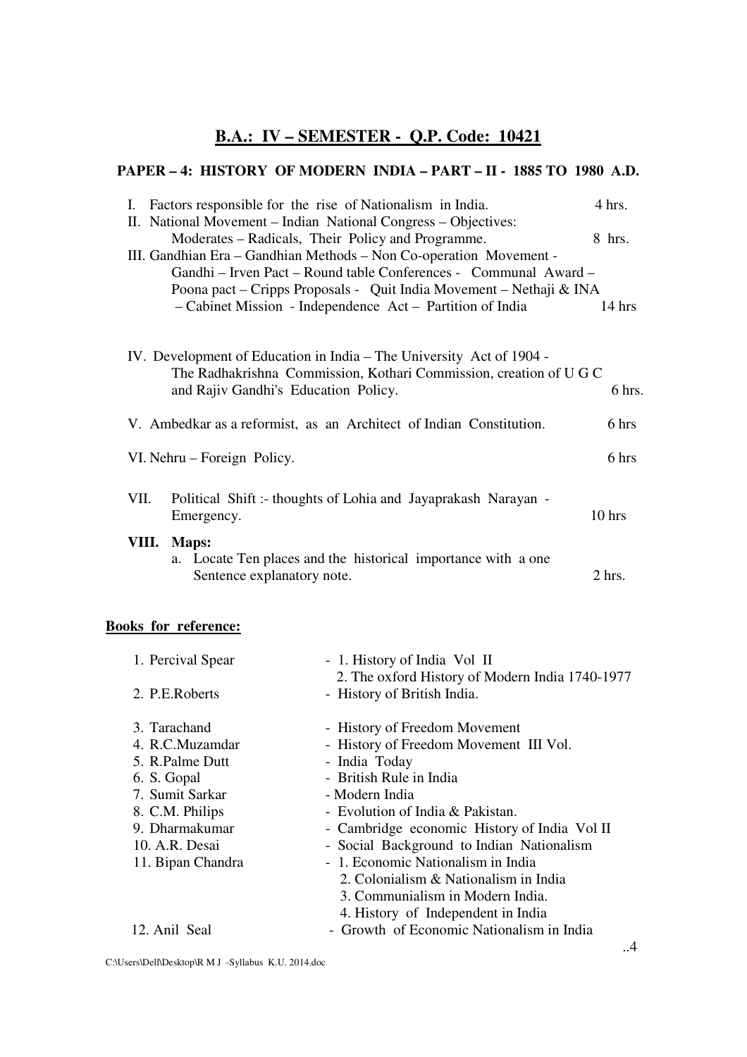## B.A.: IV – SEMESTER - Q.P. Code: 10421

### PAPER – 4: HISTORY OF MODERN INDIA – PART – II - 1885 TO 1980 A.D.

I. Factors responsible for the rise of Nationalism in India. — 4 hrs.

II. National Movement – Indian National Congress – Objectives: Moderates – Radicals, Their Policy and Programme. — 8 hrs.

III. Gandhian Era – Gandhian Methods – Non Co-operation Movement - Gandhi – Irven Pact – Round table Conferences - Communal Award – Poona pact – Cripps Proposals - Quit India Movement – Nethaji & INA – Cabinet Mission - Independence Act – Partition of India — 14 hrs

IV. Development of Education in India – The University Act of 1904 - The Radhakrishna Commission, Kothari Commission, creation of U G C and Rajiv Gandhi's Education Policy. — 6 hrs.

V. Ambedkar as a reformist, as an Architect of Indian Constitution. — 6 hrs

VI. Nehru – Foreign Policy. — 6 hrs

VII. Political Shift :- thoughts of Lohia and Jayaprakash Narayan - Emergency. — 10 hrs

**VIII. Maps:**

a. Locate Ten places and the historical importance with a one Sentence explanatory note. — 2 hrs.

**Books for reference:**

1. Percival Spear - 1. History of India Vol II
   2. The oxford History of Modern India 1740-1977
2. P.E.Roberts - History of British India.
3. Tarachand - History of Freedom Movement
4. R.C.Muzamdar - History of Freedom Movement III Vol.
5. R.Palme Dutt - India Today
6. S. Gopal - British Rule in India
7. Sumit Sarkar - Modern India
8. C.M. Philips - Evolution of India & Pakistan.
9. Dharmakumar - Cambridge economic History of India Vol II
10. A.R. Desai - Social Background to Indian Nationalism
11. Bipan Chandra - 1. Economic Nationalism in India
    2. Colonialism & Nationalism in India
    3. Communialism in Modern India.
    4. History of Independent in India
12. Anil Seal - Growth of Economic Nationalism in India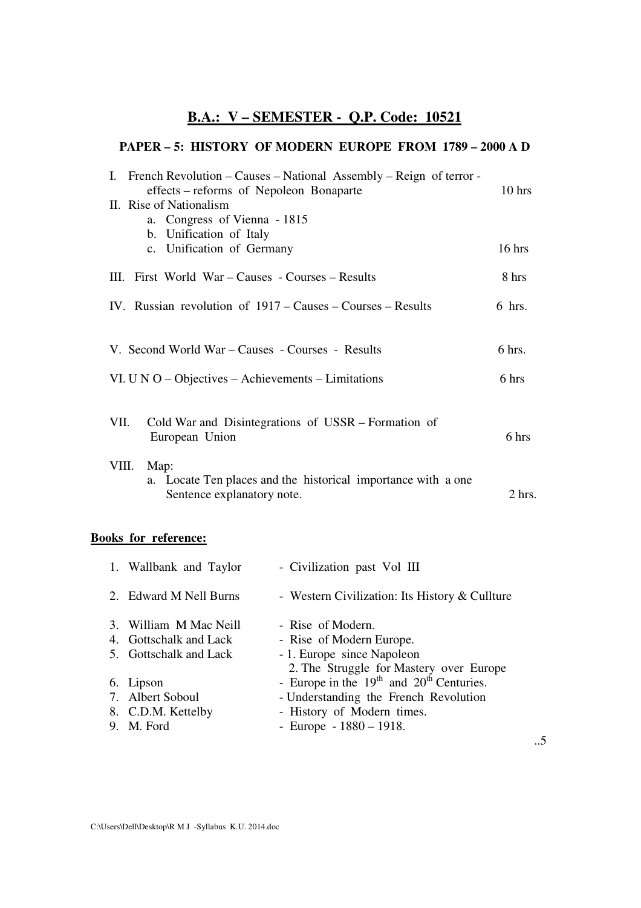## B.A.: V – SEMESTER - Q.P. Code: 10521

### PAPER – 5: HISTORY OF MODERN EUROPE FROM 1789 – 2000 A D

| | | |
|---|---|---|
| I. | French Revolution – Causes – National Assembly – Reign of terror - effects – reforms of Nepoleon Bonaparte | 10 hrs |
| II. | Rise of Nationalism<br>a. Congress of Vienna - 1815<br>b. Unification of Italy<br>c. Unification of Germany | 16 hrs |
| III. | First World War – Causes - Courses – Results | 8 hrs |
| IV. | Russian revolution of 1917 – Causes – Courses – Results | 6 hrs. |
| V. | Second World War – Causes - Courses - Results | 6 hrs. |
| VI. | U N O – Objectives – Achievements – Limitations | 6 hrs |
| VII. | Cold War and Disintegrations of USSR – Formation of European Union | 6 hrs |
| VIII. | Map:<br>a. Locate Ten places and the historical importance with a one Sentence explanatory note. | 2 hrs. |

**Books for reference:**

1. Wallbank and Taylor - Civilization past Vol III
2. Edward M Nell Burns - Western Civilization: Its History & Cullture
3. William M Mac Neill - Rise of Modern.
4. Gottschalk and Lack - Rise of Modern Europe.
5. Gottschalk and Lack - 1. Europe since Napoleon
   2. The Struggle for Mastery over Europe
6. Lipson - Europe in the 19th and 20th Centuries.
7. Albert Soboul - Understanding the French Revolution
8. C.D.M. Kettelby - History of Modern times.
9. M. Ford - Europe - 1880 – 1918.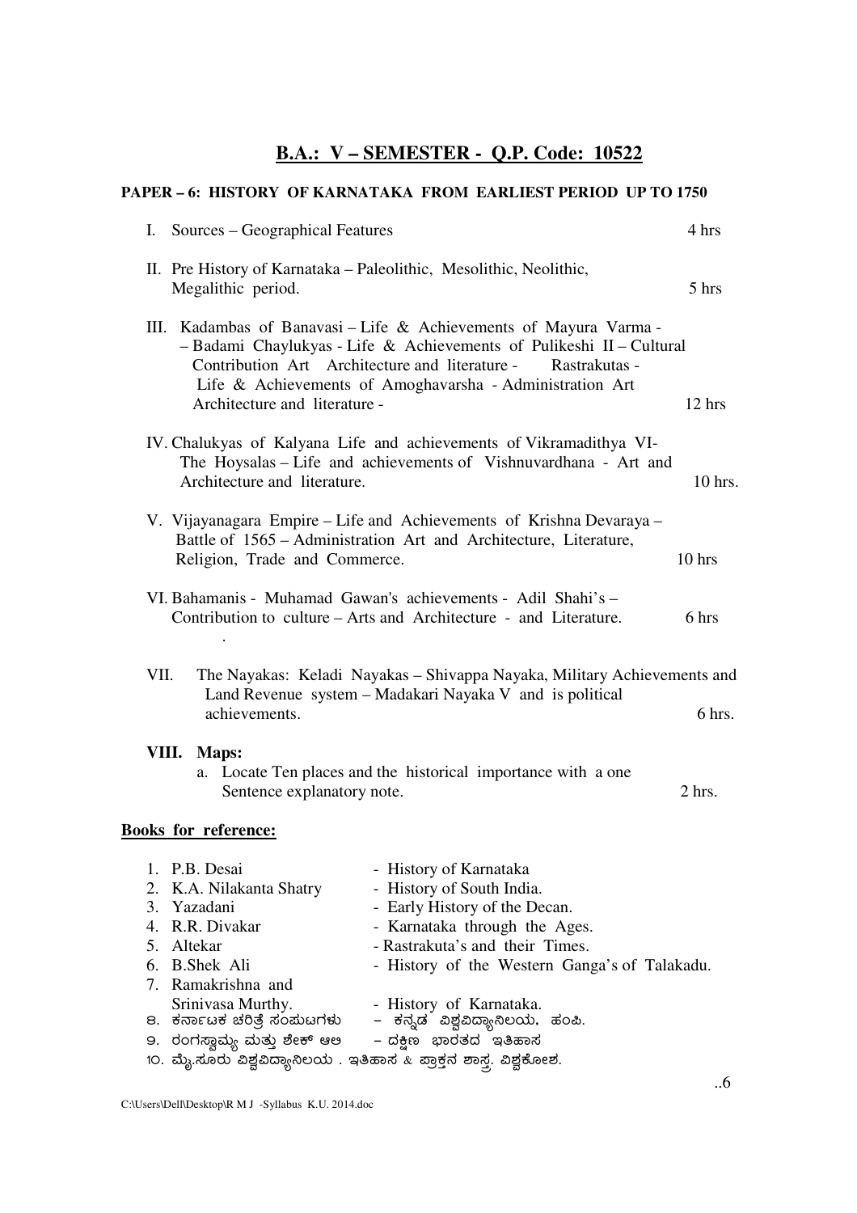## B.A.: V – SEMESTER - Q.P. Code: 10522

### PAPER – 6: HISTORY OF KARNATAKA FROM EARLIEST PERIOD UP TO 1750

| | | |
|---|---|---|
| I. | Sources – Geographical Features | 4 hrs |
| II. | Pre History of Karnataka – Paleolithic, Mesolithic, Neolithic, Megalithic period. | 5 hrs |
| III. | Kadambas of Banavasi – Life & Achievements of Mayura Varma - – Badami Chaylukyas - Life & Achievements of Pulikeshi II – Cultural Contribution Art Architecture and literature - Rastrakutas - Life & Achievements of Amoghavarsha - Administration Art Architecture and literature - | 12 hrs |
| IV. | Chalukyas of Kalyana Life and achievements of Vikramadithya VI- The Hoysalas – Life and achievements of Vishnuvardhana - Art and Architecture and literature. | 10 hrs. |
| V. | Vijayanagara Empire – Life and Achievements of Krishna Devaraya – Battle of 1565 – Administration Art and Architecture, Literature, Religion, Trade and Commerce. | 10 hrs |
| VI. | Bahamanis - Muhamad Gawan's achievements - Adil Shahi's – Contribution to culture – Arts and Architecture - and Literature. | 6 hrs |
| VII. | The Nayakas: Keladi Nayakas – Shivappa Nayaka, Military Achievements and Land Revenue system – Madakari Nayaka V and is political achievements. | 6 hrs. |
| **VIII.** | **Maps:** a. Locate Ten places and the historical importance with a one Sentence explanatory note. | 2 hrs. |

**Books for reference:**

1. P.B. Desai - History of Karnataka
2. K.A. Nilakanta Shatry - History of South India.
3. Yazadani - Early History of the Decan.
4. R.R. Divakar - Karnataka through the Ages.
5. Altekar - Rastrakuta's and their Times.
6. B.Shek Ali - History of the Western Ganga's of Talakadu.
7. Ramakrishna and Srinivasa Murthy. - History of Karnataka.
8. ಕರ್ನಾಟಕ ಚರಿತ್ರೆ ಸಂಪುಟಗಳು – ಕನ್ನಡ ವಿಶ್ವವಿದ್ಯಾನಿಲಯ, ಹಂಪಿ.
9. ರಂಗಸ್ವಾಮ್ಯ ಮತ್ತು ಶೇಕ್ ಆಲಿ – ದಕ್ಷಿಣ ಭಾರತದ ಇತಿಹಾಸ
10. ಮೈಸೂರು ವಿಶ್ವವಿದ್ಯಾನಿಲಯ . ಇತಿಹಾಸ & ಪ್ರಾಕ್ತನ ಶಾಸ್ತ್ರ. ವಿಶ್ವಕೋಶ.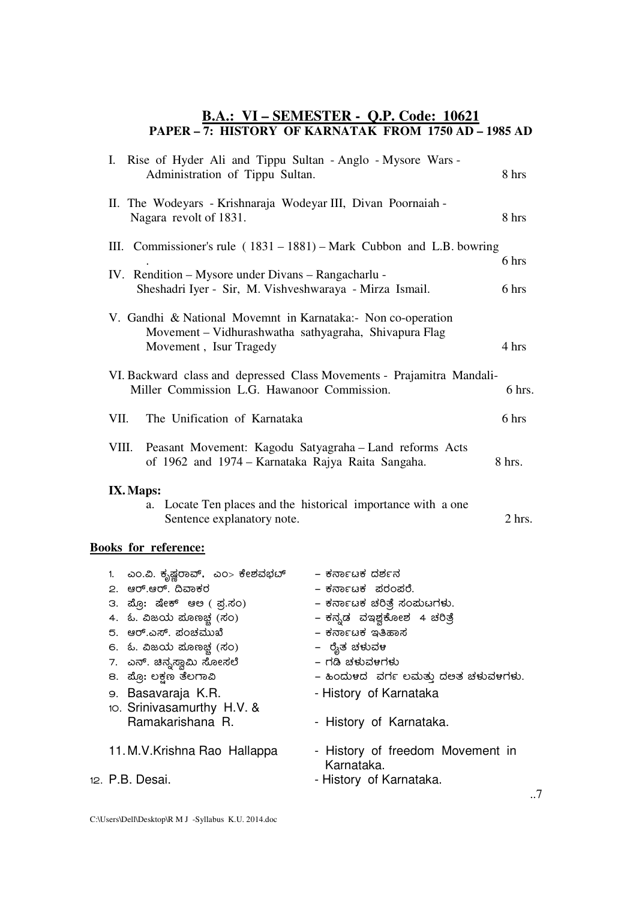## B.A.: VI – SEMESTER - Q.P. Code: 10621

### PAPER – 7: HISTORY OF KARNATAK FROM 1750 AD – 1985 AD

| | | |
|---|---|---|
| I. | Rise of Hyder Ali and Tippu Sultan - Anglo - Mysore Wars - Administration of Tippu Sultan. | 8 hrs |
| II. | The Wodeyars - Krishnaraja Wodeyar III, Divan Poornaiah - Nagara revolt of 1831. | 8 hrs |
| III. | Commissioner's rule ( 1831 – 1881) – Mark Cubbon and L.B. bowring . | 6 hrs |
| IV. | Rendition – Mysore under Divans – Rangacharlu - Sheshadri Iyer - Sir, M. Vishveshwaraya - Mirza Ismail. | 6 hrs |
| V. | Gandhi & National Movemnt in Karnataka:- Non co-operation Movement – Vidhurashwatha sathyagraha, Shivapura Flag Movement , Isur Tragedy | 4 hrs |
| VI. | Backward class and depressed Class Movements - Prajamitra Mandali- Miller Commission L.G. Hawanoor Commission. | 6 hrs. |
| VII. | The Unification of Karnataka | 6 hrs |
| VIII. | Peasant Movement: Kagodu Satyagraha – Land reforms Acts of 1962 and 1974 – Karnataka Rajya Raita Sangaha. | 8 hrs. |

**IX. Maps:**

a. Locate Ten places and the historical importance with a one Sentence explanatory note. — 2 hrs.

**Books for reference:**

1. ಎಂ.ವಿ. ಕೃಷ್ಣರಾವ್, ಎಂ> ಕೇಶವಭಟ್ – ಕರ್ನಾಟಕ ದರ್ಶನ
2. ಆರ್.ಆರ್. ದಿವಾಕರ – ಕರ್ನಾಟಕ ಪರಂಪರೆ.
3. ಪ್ರೊ: ಷೇಕ್ ಅಲಿ ( ಪ್ರ.ಸಂ) – ಕರ್ನಾಟಕ ಚರಿತ್ರೆ ಸಂಪುಟಗಳು.
4. ಓ. ವಿಜಯ ಪೂಣಚ್ಚ (ಸಂ) – ಕನ್ನಡ ವಿಶ್ವಕೋಶ 4 ಚರಿತ್ರೆ
5. ಆರ್.ಎಸ್. ಪಂಚಮುಖಿ – ಕರ್ನಾಟಕ ಇತಿಹಾಸ
6. ಓ. ವಿಜಯ ಪೂಣಚ್ಚ (ಸಂ) – ರೈತ ಚಳುವಳಿ
7. ಎನ್. ಚಿನ್ನಸ್ವಾಮಿ ಸೋಸಲೆ – ಗಡಿ ಚಳುವಳಿಗಳು
8. ಪ್ರೊ: ಲಕ್ಷಣ ತೆಲಗಾವಿ – ಹಿಂದುಳಿದ ವರ್ಗ ಲಮತ್ತು ದಲಿತ ಚಳುವಳಿಗಳು.
9. Basavaraja K.R. - History of Karnataka
10. Srinivasamurthy H.V. & Ramakarishana R. - History of Karnataka.
11. M.V.Krishna Rao Hallappa - History of freedom Movement in Karnataka.
12. P.B. Desai. - History of Karnataka.

C:\Users\Dell\Desktop\R M J -Syllabus K.U. 2014.doc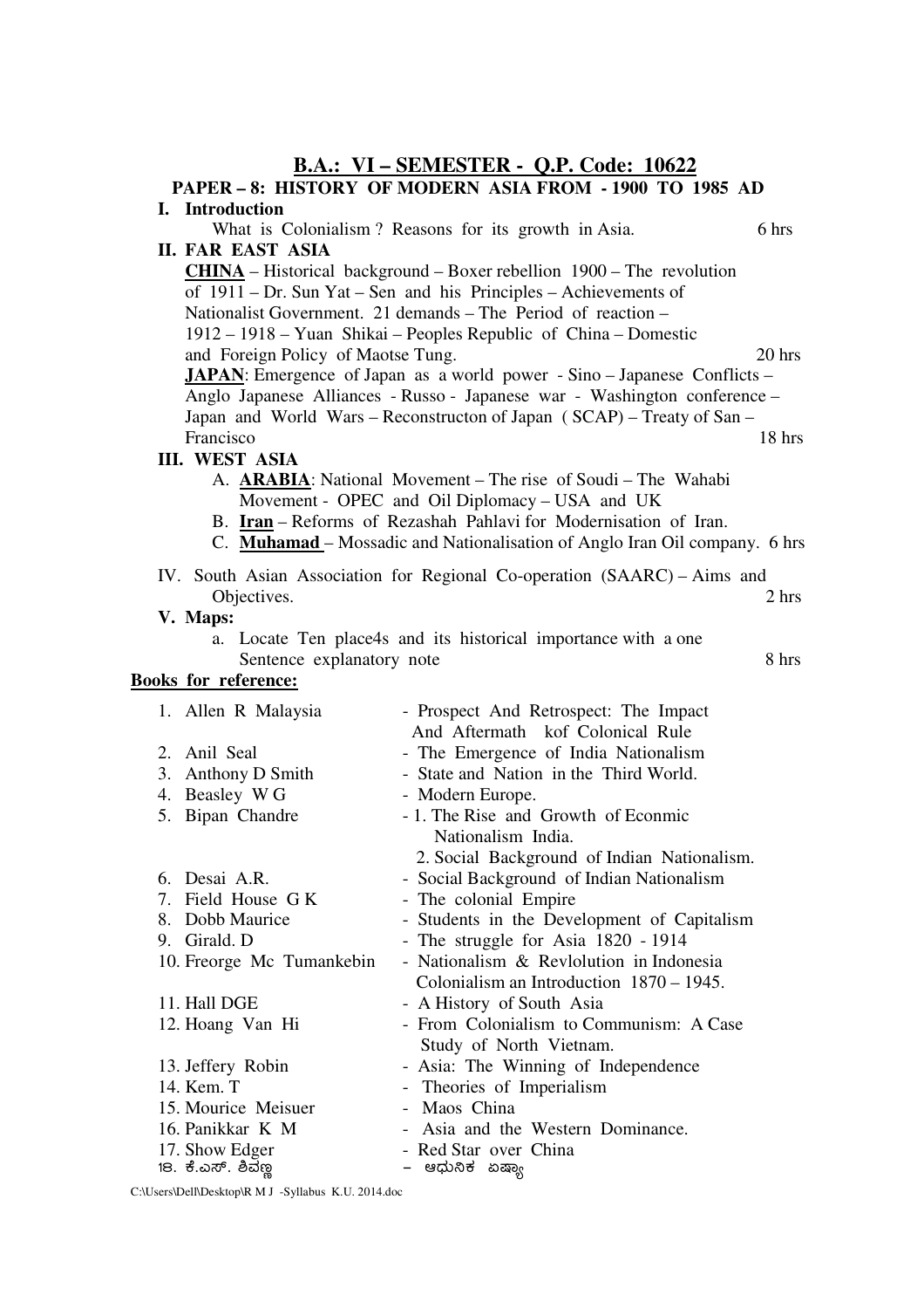## B.A.: VI – SEMESTER - Q.P. Code: 10622

### PAPER – 8: HISTORY OF MODERN ASIA FROM - 1900 TO 1985 AD

**I. Introduction**

What is Colonialism ? Reasons for its growth in Asia. 6 hrs

**II. FAR EAST ASIA**

**CHINA** – Historical background – Boxer rebellion 1900 – The revolution of 1911 – Dr. Sun Yat – Sen and his Principles – Achievements of Nationalist Government. 21 demands – The Period of reaction – 1912 – 1918 – Yuan Shikai – Peoples Republic of China – Domestic and Foreign Policy of Maotse Tung. 20 hrs

**JAPAN**: Emergence of Japan as a world power - Sino – Japanese Conflicts – Anglo Japanese Alliances - Russo - Japanese war - Washington conference – Japan and World Wars – Reconstructon of Japan ( SCAP) – Treaty of San – Francisco 18 hrs

**III. WEST ASIA**

A. **ARABIA**: National Movement – The rise of Soudi – The Wahabi Movement - OPEC and Oil Diplomacy – USA and UK
B. **Iran** – Reforms of Rezashah Pahlavi for Modernisation of Iran.
C. **Muhamad** – Mossadic and Nationalisation of Anglo Iran Oil company. 6 hrs

IV. South Asian Association for Regional Co-operation (SAARC) – Aims and Objectives. 2 hrs

**V. Maps:**

a. Locate Ten place4s and its historical importance with a one Sentence explanatory note 8 hrs

**Books for reference:**

| | Author | Title |
|---|---|---|
| 1. | Allen R Malaysia | - Prospect And Retrospect: The Impact And Aftermath kof Colonical Rule |
| 2. | Anil Seal | - The Emergence of India Nationalism |
| 3. | Anthony D Smith | - State and Nation in the Third World. |
| 4. | Beasley W G | - Modern Europe. |
| 5. | Bipan Chandre | - 1. The Rise and Growth of Econmic Nationalism India. 2. Social Background of Indian Nationalism. |
| 6. | Desai A.R. | - Social Background of Indian Nationalism |
| 7. | Field House G K | - The colonial Empire |
| 8. | Dobb Maurice | - Students in the Development of Capitalism |
| 9. | Girald. D | - The struggle for Asia 1820 - 1914 |
| 10. | Freorge Mc Tumankebin | - Nationalism & Revlolution in Indonesia Colonialism an Introduction 1870 – 1945. |
| 11. | Hall DGE | - A History of South Asia |
| 12. | Hoang Van Hi | - From Colonialism to Communism: A Case Study of North Vietnam. |
| 13. | Jeffery Robin | - Asia: The Winning of Independence |
| 14. | Kem. T | - Theories of Imperialism |
| 15. | Mourice Meisuer | - Maos China |
| 16. | Panikkar K M | - Asia and the Western Dominance. |
| 17. | Show Edger | - Red Star over China |
| ೧೮. | ಕೆ.ಎಸ್. ಶಿವಣ್ಣ | – ಆಧುನಿಕ ಏಷ್ಯಾ |

C:\Users\Dell\Desktop\R M J -Syllabus K.U. 2014.doc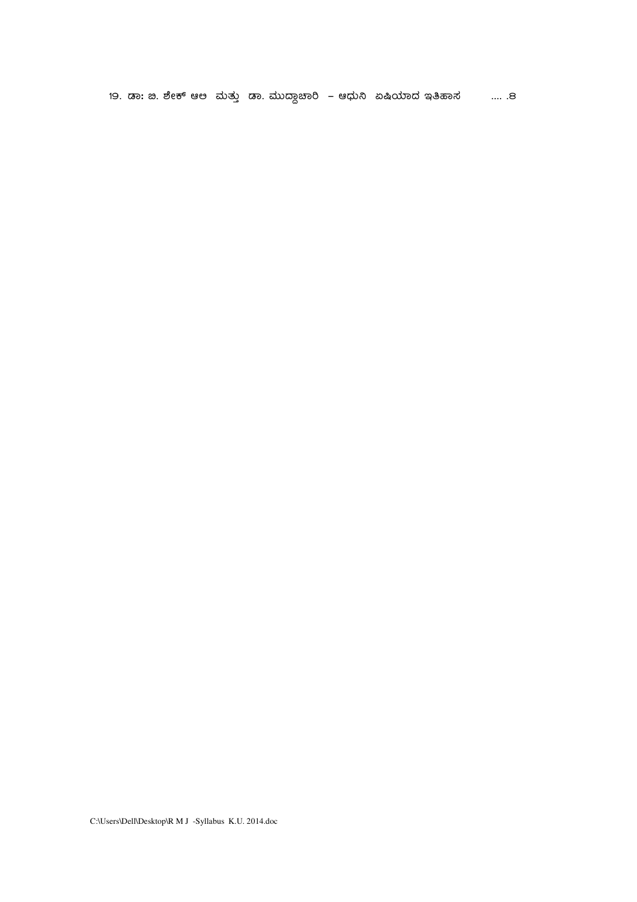19. ಡಾ: ಬಿ. ಶೇಕ್ ಅಲಿ ಮತ್ತು ಡಾ. ಮುದ್ದಾಚಾರಿ – ಆಧುನಿ ಏಷಿಯಾದ ಇತಿಹಾಸ .... .8

C:\Users\Dell\Desktop\R M J -Syllabus K.U. 2014.doc